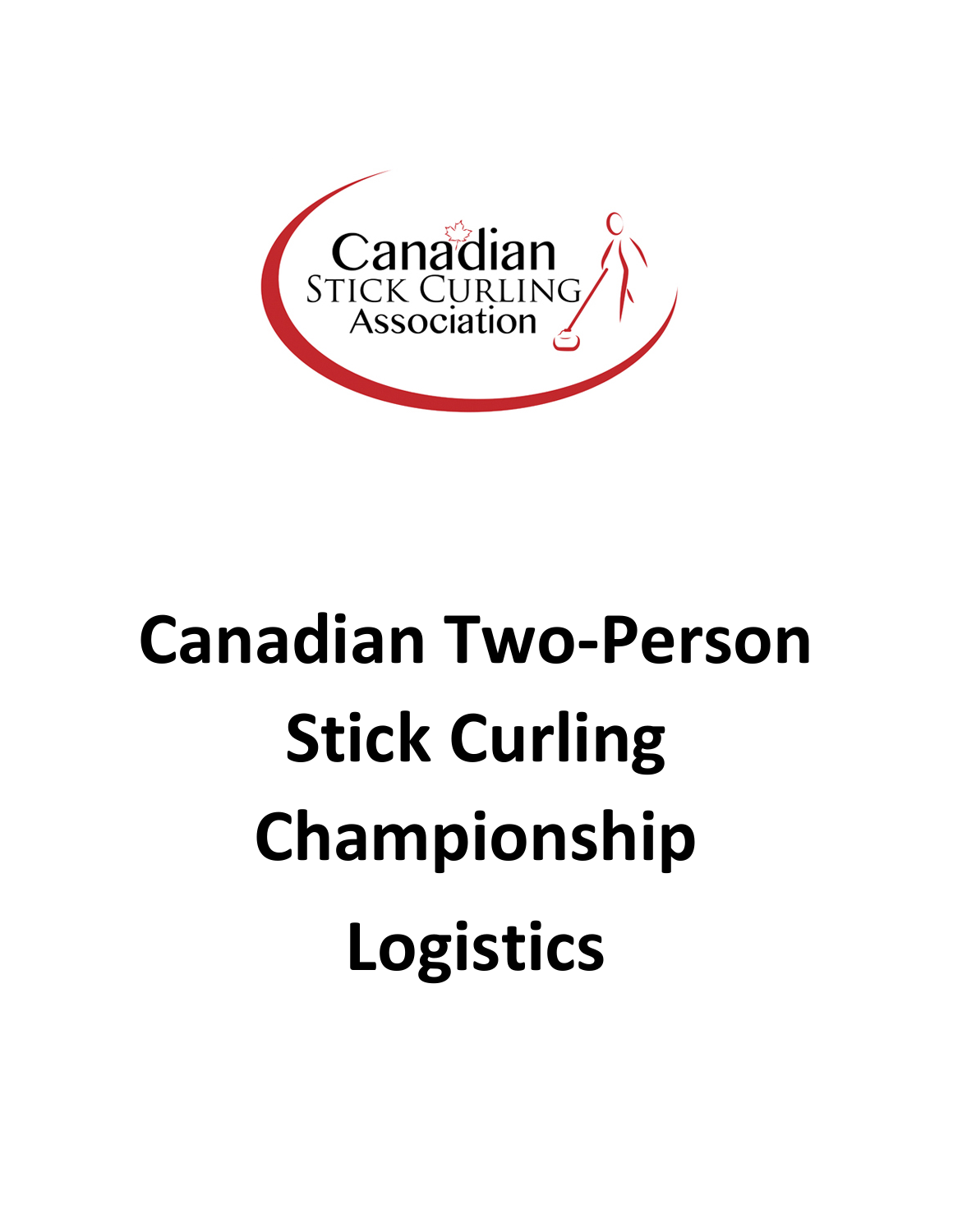Canadian Stick Curling Association

# Canadian Two-Person Stick Curling Championship Logistics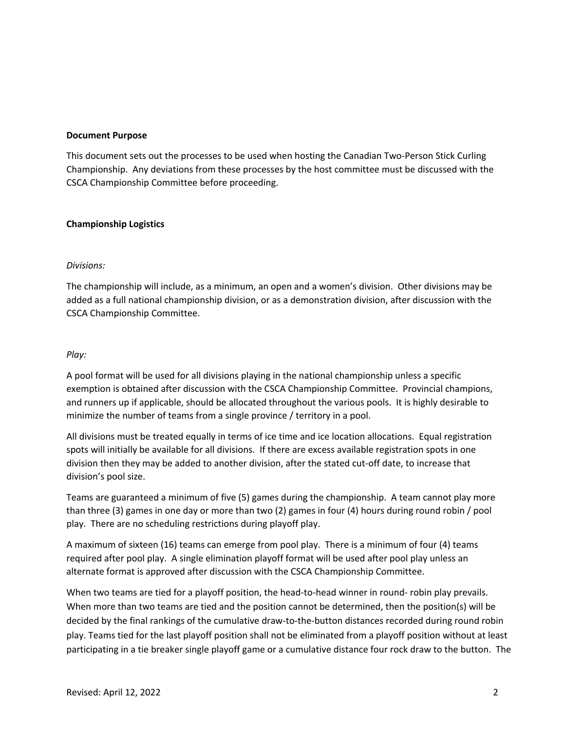**Document Purpose**

This document sets out the processes to be used when hosting the Canadian Two-Person Stick Curling Championship. Any deviations from these processes by the host committee must be discussed with the CSCA Championship Committee before proceeding.

**Championship Logistics**

*Divisions:*

The championship will include, as a minimum, an open and a women's division. Other divisions may be added as a full national championship division, or as a demonstration division, after discussion with the CSCA Championship Committee.

*Play:*

A pool format will be used for all divisions playing in the national championship unless a specific exemption is obtained after discussion with the CSCA Championship Committee. Provincial champions, and runners up if applicable, should be allocated throughout the various pools. It is highly desirable to minimize the number of teams from a single province / territory in a pool.

All divisions must be treated equally in terms of ice time and ice location allocations. Equal registration spots will initially be available for all divisions. If there are excess available registration spots in one division then they may be added to another division, after the stated cut-off date, to increase that division's pool size.

Teams are guaranteed a minimum of five (5) games during the championship. A team cannot play more than three (3) games in one day or more than two (2) games in four (4) hours during round robin / pool play. There are no scheduling restrictions during playoff play.

A maximum of sixteen (16) teams can emerge from pool play. There is a minimum of four (4) teams required after pool play. A single elimination playoff format will be used after pool play unless an alternate format is approved after discussion with the CSCA Championship Committee.

When two teams are tied for a playoff position, the head-to-head winner in round- robin play prevails. When more than two teams are tied and the position cannot be determined, then the position(s) will be decided by the final rankings of the cumulative draw-to-the-button distances recorded during round robin play. Teams tied for the last playoff position shall not be eliminated from a playoff position without at least participating in a tie breaker single playoff game or a cumulative distance four rock draw to the button. The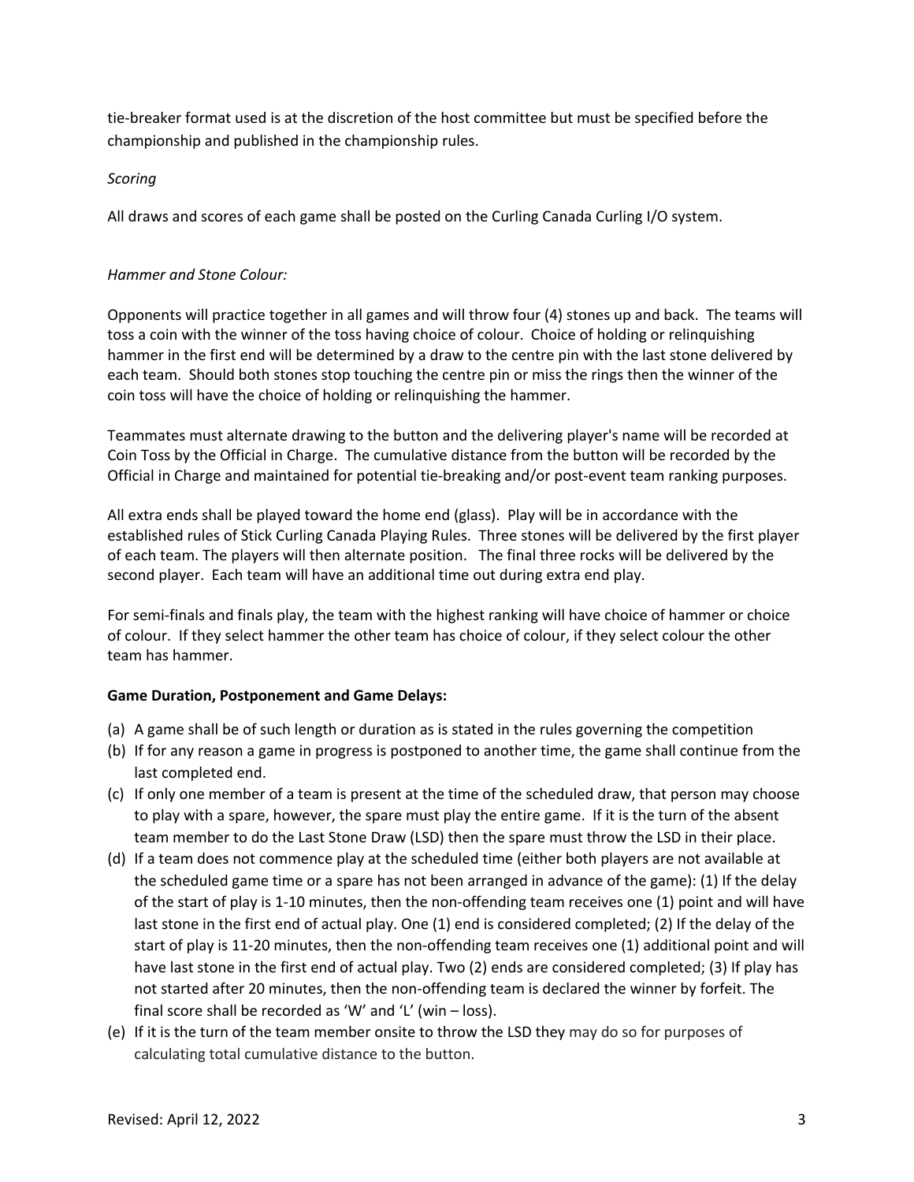tie-breaker format used is at the discretion of the host committee but must be specified before the championship and published in the championship rules.

*Scoring*

All draws and scores of each game shall be posted on the Curling Canada Curling I/O system.

*Hammer and Stone Colour:*

Opponents will practice together in all games and will throw four (4) stones up and back. The teams will toss a coin with the winner of the toss having choice of colour. Choice of holding or relinquishing hammer in the first end will be determined by a draw to the centre pin with the last stone delivered by each team. Should both stones stop touching the centre pin or miss the rings then the winner of the coin toss will have the choice of holding or relinquishing the hammer.

Teammates must alternate drawing to the button and the delivering player's name will be recorded at Coin Toss by the Official in Charge. The cumulative distance from the button will be recorded by the Official in Charge and maintained for potential tie-breaking and/or post-event team ranking purposes.

All extra ends shall be played toward the home end (glass). Play will be in accordance with the established rules of Stick Curling Canada Playing Rules. Three stones will be delivered by the first player of each team. The players will then alternate position. The final three rocks will be delivered by the second player. Each team will have an additional time out during extra end play.

For semi-finals and finals play, the team with the highest ranking will have choice of hammer or choice of colour. If they select hammer the other team has choice of colour, if they select colour the other team has hammer.

**Game Duration, Postponement and Game Delays:**

(a) A game shall be of such length or duration as is stated in the rules governing the competition
(b) If for any reason a game in progress is postponed to another time, the game shall continue from the last completed end.
(c) If only one member of a team is present at the time of the scheduled draw, that person may choose to play with a spare, however, the spare must play the entire game. If it is the turn of the absent team member to do the Last Stone Draw (LSD) then the spare must throw the LSD in their place.
(d) If a team does not commence play at the scheduled time (either both players are not available at the scheduled game time or a spare has not been arranged in advance of the game): (1) If the delay of the start of play is 1-10 minutes, then the non-offending team receives one (1) point and will have last stone in the first end of actual play. One (1) end is considered completed; (2) If the delay of the start of play is 11-20 minutes, then the non-offending team receives one (1) additional point and will have last stone in the first end of actual play. Two (2) ends are considered completed; (3) If play has not started after 20 minutes, then the non-offending team is declared the winner by forfeit. The final score shall be recorded as 'W' and 'L' (win – loss).
(e) If it is the turn of the team member onsite to throw the LSD they may do so for purposes of calculating total cumulative distance to the button.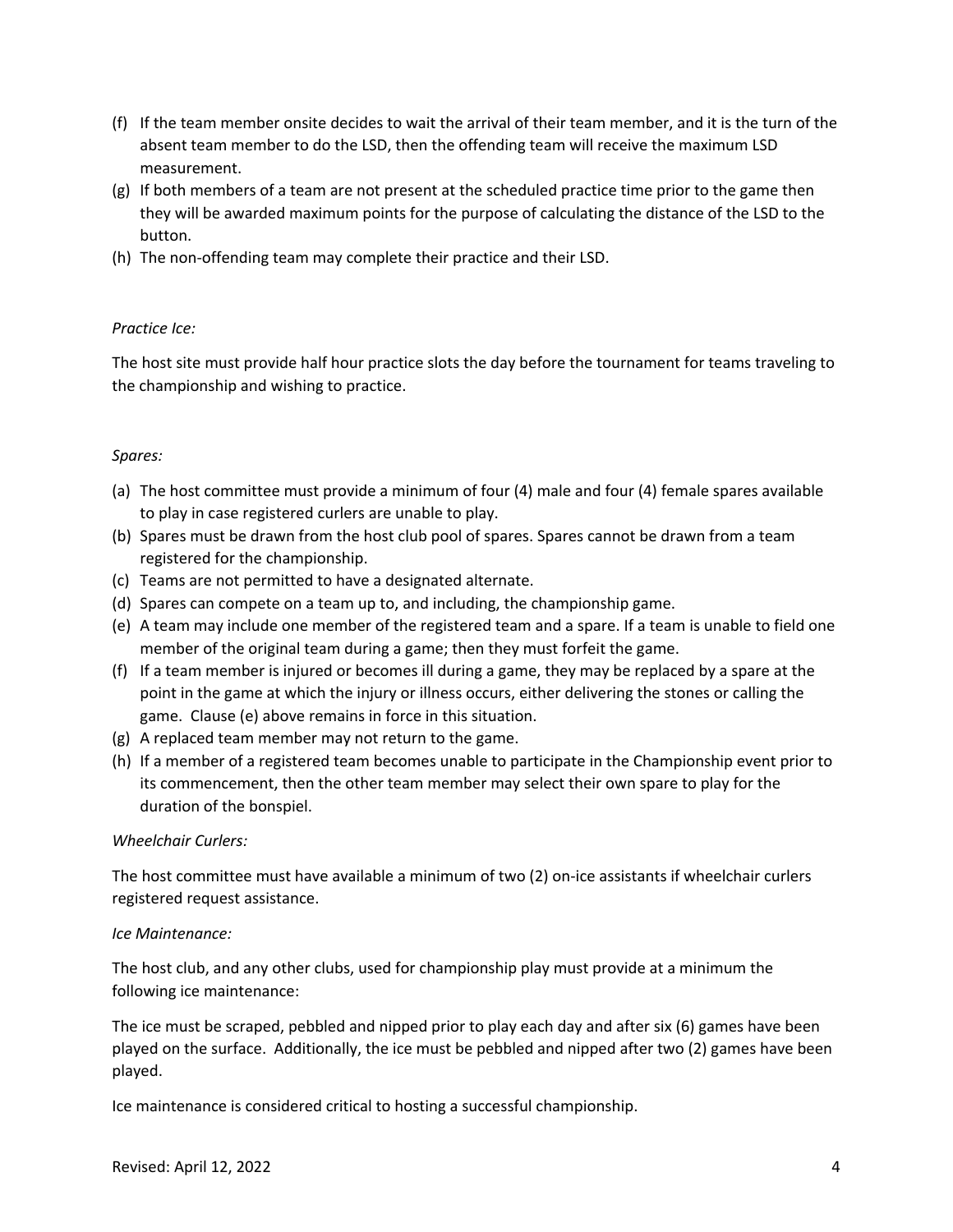(f) If the team member onsite decides to wait the arrival of their team member, and it is the turn of the absent team member to do the LSD, then the offending team will receive the maximum LSD measurement.
(g) If both members of a team are not present at the scheduled practice time prior to the game then they will be awarded maximum points for the purpose of calculating the distance of the LSD to the button.
(h) The non-offending team may complete their practice and their LSD.

*Practice Ice:*

The host site must provide half hour practice slots the day before the tournament for teams traveling to the championship and wishing to practice.

*Spares:*

(a) The host committee must provide a minimum of four (4) male and four (4) female spares available to play in case registered curlers are unable to play.
(b) Spares must be drawn from the host club pool of spares. Spares cannot be drawn from a team registered for the championship.
(c) Teams are not permitted to have a designated alternate.
(d) Spares can compete on a team up to, and including, the championship game.
(e) A team may include one member of the registered team and a spare. If a team is unable to field one member of the original team during a game; then they must forfeit the game.
(f) If a team member is injured or becomes ill during a game, they may be replaced by a spare at the point in the game at which the injury or illness occurs, either delivering the stones or calling the game. Clause (e) above remains in force in this situation.
(g) A replaced team member may not return to the game.
(h) If a member of a registered team becomes unable to participate in the Championship event prior to its commencement, then the other team member may select their own spare to play for the duration of the bonspiel.

*Wheelchair Curlers:*

The host committee must have available a minimum of two (2) on-ice assistants if wheelchair curlers registered request assistance.

*Ice Maintenance:*

The host club, and any other clubs, used for championship play must provide at a minimum the following ice maintenance:

The ice must be scraped, pebbled and nipped prior to play each day and after six (6) games have been played on the surface. Additionally, the ice must be pebbled and nipped after two (2) games have been played.

Ice maintenance is considered critical to hosting a successful championship.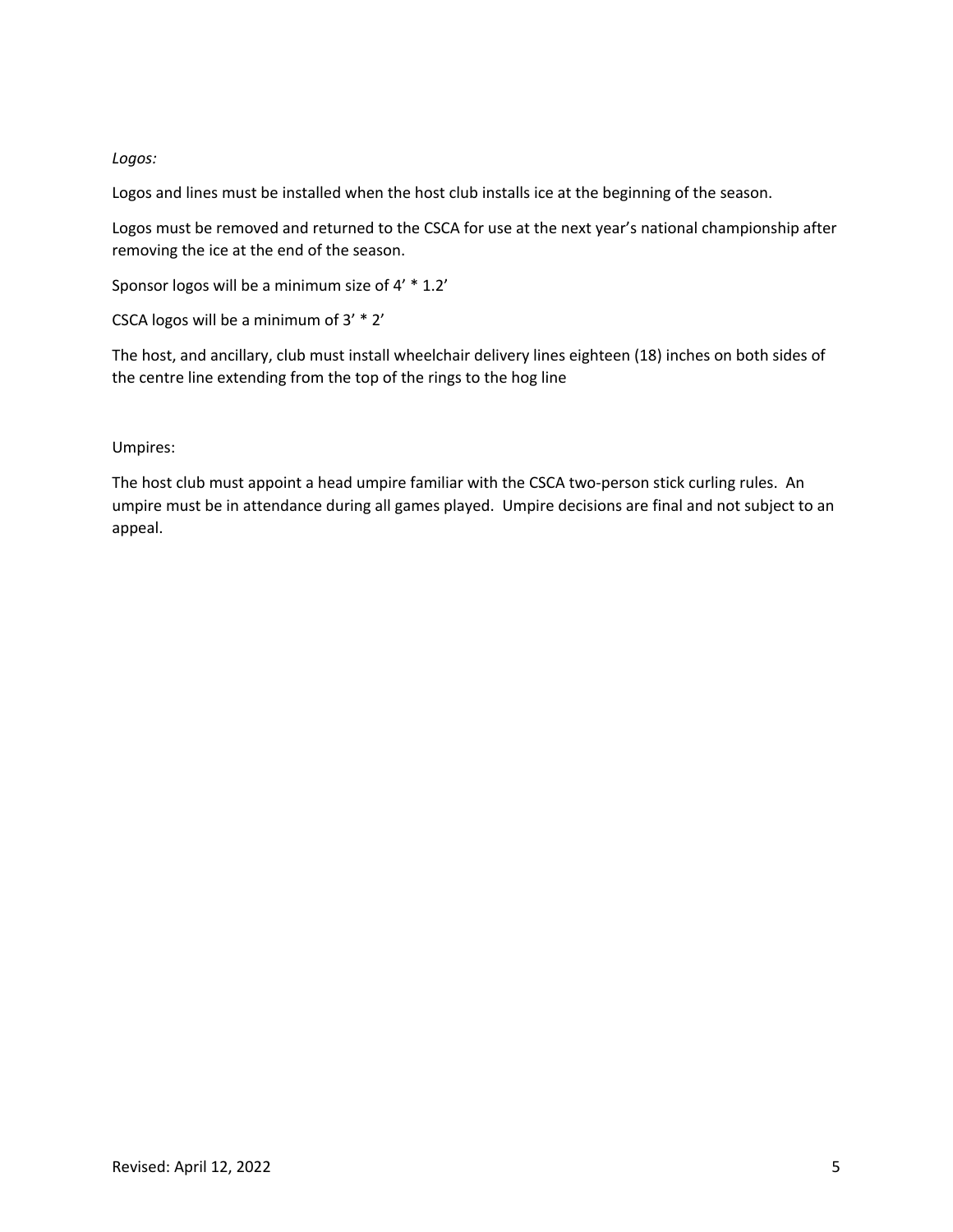*Logos:*

Logos and lines must be installed when the host club installs ice at the beginning of the season.

Logos must be removed and returned to the CSCA for use at the next year's national championship after removing the ice at the end of the season.

Sponsor logos will be a minimum size of 4' * 1.2'

CSCA logos will be a minimum of 3' * 2'

The host, and ancillary, club must install wheelchair delivery lines eighteen (18) inches on both sides of the centre line extending from the top of the rings to the hog line

Umpires:

The host club must appoint a head umpire familiar with the CSCA two-person stick curling rules. An umpire must be in attendance during all games played. Umpire decisions are final and not subject to an appeal.

Revised: April 12, 2022